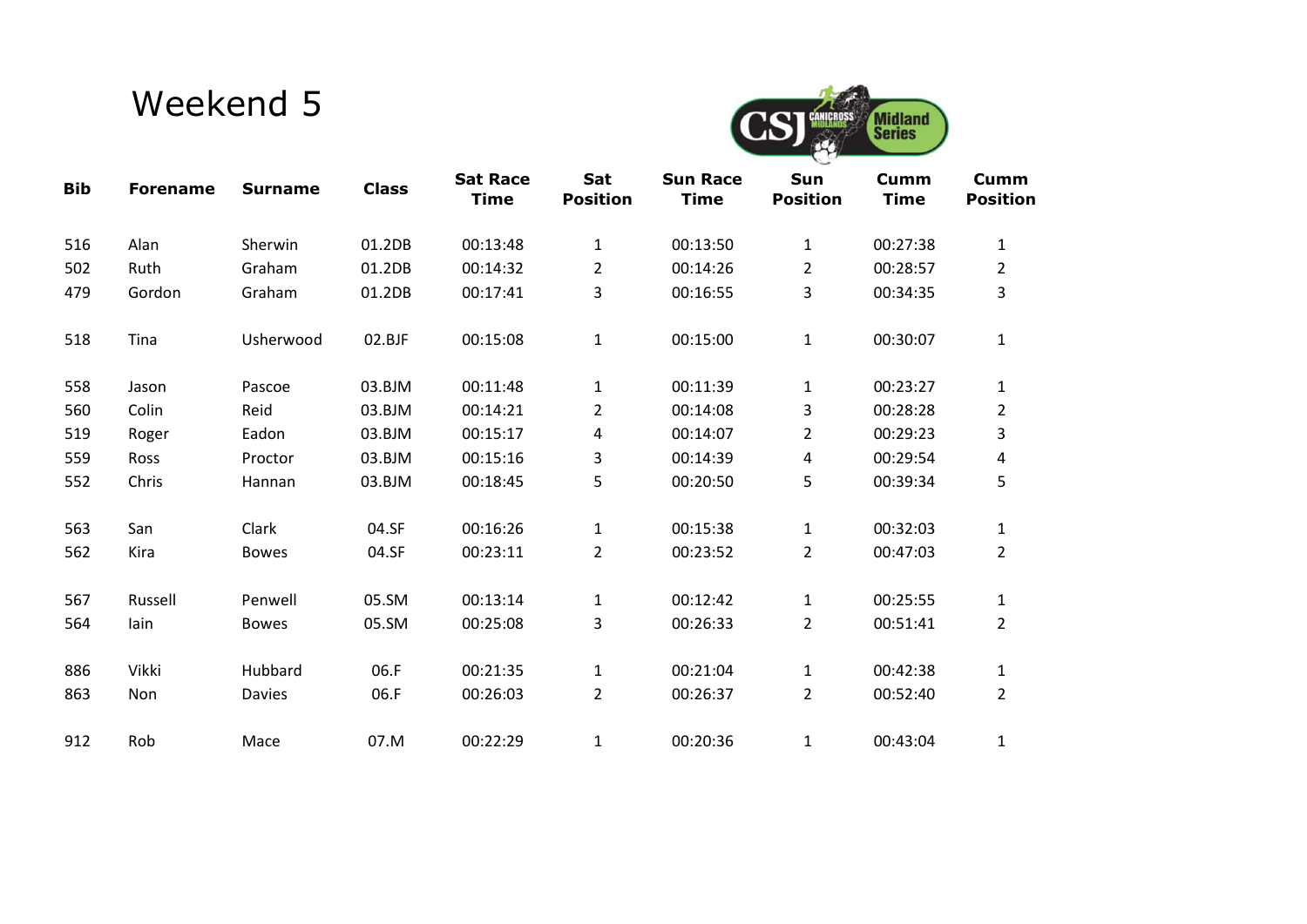# Weekend 5

| Bib | Forename | Surname | Class | Sat Race Time | Sat Position | Sun Race Time | Sun Position | Cumm Time | Cumm Position |
|---|---|---|---|---|---|---|---|---|---|
| 516 | Alan | Sherwin | 01.2DB | 00:13:48 | 1 | 00:13:50 | 1 | 00:27:38 | 1 |
| 502 | Ruth | Graham | 01.2DB | 00:14:32 | 2 | 00:14:26 | 2 | 00:28:57 | 2 |
| 479 | Gordon | Graham | 01.2DB | 00:17:41 | 3 | 00:16:55 | 3 | 00:34:35 | 3 |
| 518 | Tina | Usherwood | 02.BJF | 00:15:08 | 1 | 00:15:00 | 1 | 00:30:07 | 1 |
| 558 | Jason | Pascoe | 03.BJM | 00:11:48 | 1 | 00:11:39 | 1 | 00:23:27 | 1 |
| 560 | Colin | Reid | 03.BJM | 00:14:21 | 2 | 00:14:08 | 3 | 00:28:28 | 2 |
| 519 | Roger | Eadon | 03.BJM | 00:15:17 | 4 | 00:14:07 | 2 | 00:29:23 | 3 |
| 559 | Ross | Proctor | 03.BJM | 00:15:16 | 3 | 00:14:39 | 4 | 00:29:54 | 4 |
| 552 | Chris | Hannan | 03.BJM | 00:18:45 | 5 | 00:20:50 | 5 | 00:39:34 | 5 |
| 563 | San | Clark | 04.SF | 00:16:26 | 1 | 00:15:38 | 1 | 00:32:03 | 1 |
| 562 | Kira | Bowes | 04.SF | 00:23:11 | 2 | 00:23:52 | 2 | 00:47:03 | 2 |
| 567 | Russell | Penwell | 05.SM | 00:13:14 | 1 | 00:12:42 | 1 | 00:25:55 | 1 |
| 564 | Iain | Bowes | 05.SM | 00:25:08 | 3 | 00:26:33 | 2 | 00:51:41 | 2 |
| 886 | Vikki | Hubbard | 06.F | 00:21:35 | 1 | 00:21:04 | 1 | 00:42:38 | 1 |
| 863 | Non | Davies | 06.F | 00:26:03 | 2 | 00:26:37 | 2 | 00:52:40 | 2 |
| 912 | Rob | Mace | 07.M | 00:22:29 | 1 | 00:20:36 | 1 | 00:43:04 | 1 |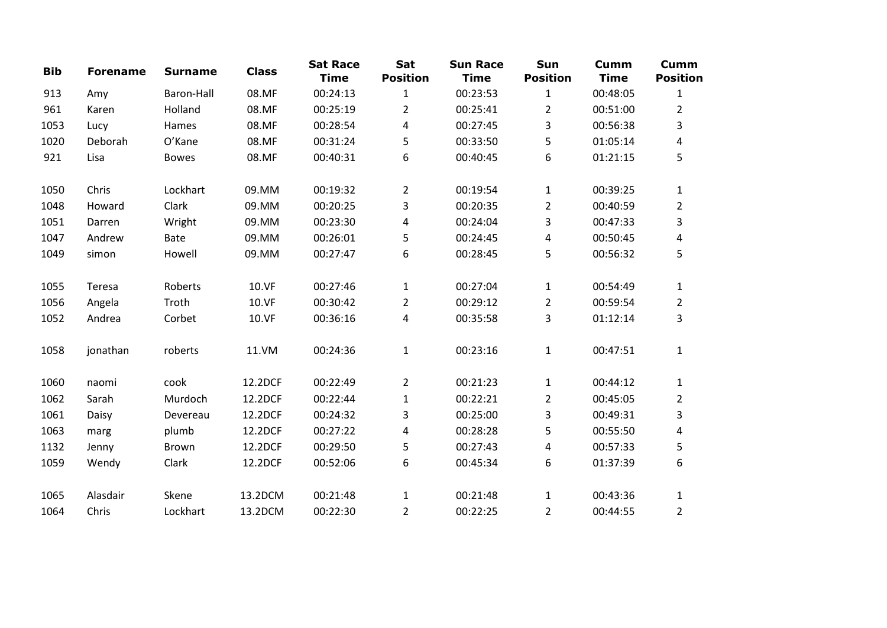| Bib | Forename | Surname | Class | Sat Race Time | Sat Position | Sun Race Time | Sun Position | Cumm Time | Cumm Position |
|---|---|---|---|---|---|---|---|---|---|
| 913 | Amy | Baron-Hall | 08.MF | 00:24:13 | 1 | 00:23:53 | 1 | 00:48:05 | 1 |
| 961 | Karen | Holland | 08.MF | 00:25:19 | 2 | 00:25:41 | 2 | 00:51:00 | 2 |
| 1053 | Lucy | Hames | 08.MF | 00:28:54 | 4 | 00:27:45 | 3 | 00:56:38 | 3 |
| 1020 | Deborah | O'Kane | 08.MF | 00:31:24 | 5 | 00:33:50 | 5 | 01:05:14 | 4 |
| 921 | Lisa | Bowes | 08.MF | 00:40:31 | 6 | 00:40:45 | 6 | 01:21:15 | 5 |
| | | | | | | | | | |
| 1050 | Chris | Lockhart | 09.MM | 00:19:32 | 2 | 00:19:54 | 1 | 00:39:25 | 1 |
| 1048 | Howard | Clark | 09.MM | 00:20:25 | 3 | 00:20:35 | 2 | 00:40:59 | 2 |
| 1051 | Darren | Wright | 09.MM | 00:23:30 | 4 | 00:24:04 | 3 | 00:47:33 | 3 |
| 1047 | Andrew | Bate | 09.MM | 00:26:01 | 5 | 00:24:45 | 4 | 00:50:45 | 4 |
| 1049 | simon | Howell | 09.MM | 00:27:47 | 6 | 00:28:45 | 5 | 00:56:32 | 5 |
| | | | | | | | | | |
| 1055 | Teresa | Roberts | 10.VF | 00:27:46 | 1 | 00:27:04 | 1 | 00:54:49 | 1 |
| 1056 | Angela | Troth | 10.VF | 00:30:42 | 2 | 00:29:12 | 2 | 00:59:54 | 2 |
| 1052 | Andrea | Corbet | 10.VF | 00:36:16 | 4 | 00:35:58 | 3 | 01:12:14 | 3 |
| | | | | | | | | | |
| 1058 | jonathan | roberts | 11.VM | 00:24:36 | 1 | 00:23:16 | 1 | 00:47:51 | 1 |
| | | | | | | | | | |
| 1060 | naomi | cook | 12.2DCF | 00:22:49 | 2 | 00:21:23 | 1 | 00:44:12 | 1 |
| 1062 | Sarah | Murdoch | 12.2DCF | 00:22:44 | 1 | 00:22:21 | 2 | 00:45:05 | 2 |
| 1061 | Daisy | Devereau | 12.2DCF | 00:24:32 | 3 | 00:25:00 | 3 | 00:49:31 | 3 |
| 1063 | marg | plumb | 12.2DCF | 00:27:22 | 4 | 00:28:28 | 5 | 00:55:50 | 4 |
| 1132 | Jenny | Brown | 12.2DCF | 00:29:50 | 5 | 00:27:43 | 4 | 00:57:33 | 5 |
| 1059 | Wendy | Clark | 12.2DCF | 00:52:06 | 6 | 00:45:34 | 6 | 01:37:39 | 6 |
| | | | | | | | | | |
| 1065 | Alasdair | Skene | 13.2DCM | 00:21:48 | 1 | 00:21:48 | 1 | 00:43:36 | 1 |
| 1064 | Chris | Lockhart | 13.2DCM | 00:22:30 | 2 | 00:22:25 | 2 | 00:44:55 | 2 |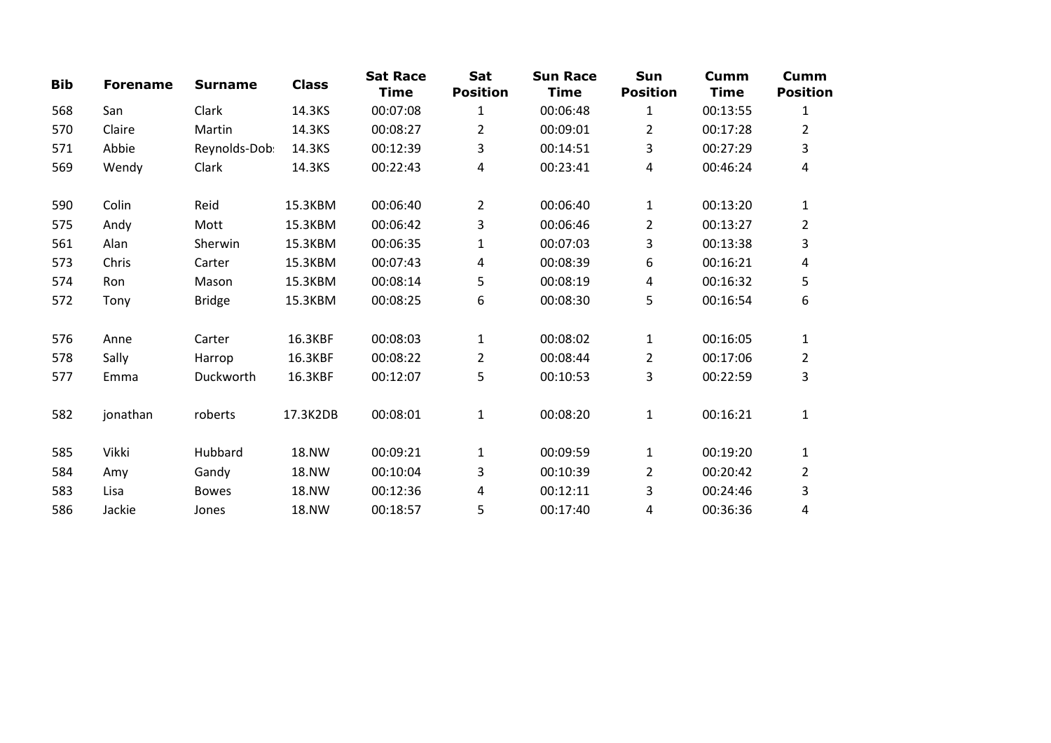| Bib | Forename | Surname | Class | Sat Race Time | Sat Position | Sun Race Time | Sun Position | Cumm Time | Cumm Position |
|---|---|---|---|---|---|---|---|---|---|
| 568 | San | Clark | 14.3KS | 00:07:08 | 1 | 00:06:48 | 1 | 00:13:55 | 1 |
| 570 | Claire | Martin | 14.3KS | 00:08:27 | 2 | 00:09:01 | 2 | 00:17:28 | 2 |
| 571 | Abbie | Reynolds-Dob: | 14.3KS | 00:12:39 | 3 | 00:14:51 | 3 | 00:27:29 | 3 |
| 569 | Wendy | Clark | 14.3KS | 00:22:43 | 4 | 00:23:41 | 4 | 00:46:24 | 4 |
| | | | | | | | | | |
| 590 | Colin | Reid | 15.3KBM | 00:06:40 | 2 | 00:06:40 | 1 | 00:13:20 | 1 |
| 575 | Andy | Mott | 15.3KBM | 00:06:42 | 3 | 00:06:46 | 2 | 00:13:27 | 2 |
| 561 | Alan | Sherwin | 15.3KBM | 00:06:35 | 1 | 00:07:03 | 3 | 00:13:38 | 3 |
| 573 | Chris | Carter | 15.3KBM | 00:07:43 | 4 | 00:08:39 | 6 | 00:16:21 | 4 |
| 574 | Ron | Mason | 15.3KBM | 00:08:14 | 5 | 00:08:19 | 4 | 00:16:32 | 5 |
| 572 | Tony | Bridge | 15.3KBM | 00:08:25 | 6 | 00:08:30 | 5 | 00:16:54 | 6 |
| | | | | | | | | | |
| 576 | Anne | Carter | 16.3KBF | 00:08:03 | 1 | 00:08:02 | 1 | 00:16:05 | 1 |
| 578 | Sally | Harrop | 16.3KBF | 00:08:22 | 2 | 00:08:44 | 2 | 00:17:06 | 2 |
| 577 | Emma | Duckworth | 16.3KBF | 00:12:07 | 5 | 00:10:53 | 3 | 00:22:59 | 3 |
| | | | | | | | | | |
| 582 | jonathan | roberts | 17.3K2DB | 00:08:01 | 1 | 00:08:20 | 1 | 00:16:21 | 1 |
| | | | | | | | | | |
| 585 | Vikki | Hubbard | 18.NW | 00:09:21 | 1 | 00:09:59 | 1 | 00:19:20 | 1 |
| 584 | Amy | Gandy | 18.NW | 00:10:04 | 3 | 00:10:39 | 2 | 00:20:42 | 2 |
| 583 | Lisa | Bowes | 18.NW | 00:12:36 | 4 | 00:12:11 | 3 | 00:24:46 | 3 |
| 586 | Jackie | Jones | 18.NW | 00:18:57 | 5 | 00:17:40 | 4 | 00:36:36 | 4 |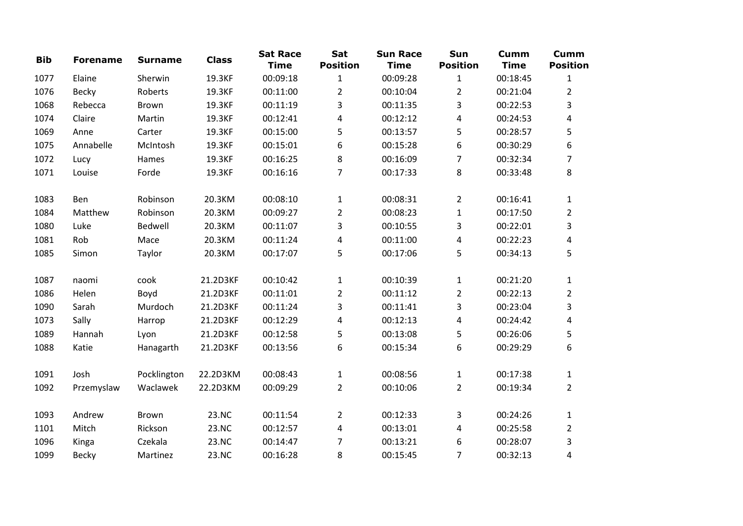| Bib | Forename | Surname | Class | Sat Race Time | Sat Position | Sun Race Time | Sun Position | Cumm Time | Cumm Position |
|---|---|---|---|---|---|---|---|---|---|
| 1077 | Elaine | Sherwin | 19.3KF | 00:09:18 | 1 | 00:09:28 | 1 | 00:18:45 | 1 |
| 1076 | Becky | Roberts | 19.3KF | 00:11:00 | 2 | 00:10:04 | 2 | 00:21:04 | 2 |
| 1068 | Rebecca | Brown | 19.3KF | 00:11:19 | 3 | 00:11:35 | 3 | 00:22:53 | 3 |
| 1074 | Claire | Martin | 19.3KF | 00:12:41 | 4 | 00:12:12 | 4 | 00:24:53 | 4 |
| 1069 | Anne | Carter | 19.3KF | 00:15:00 | 5 | 00:13:57 | 5 | 00:28:57 | 5 |
| 1075 | Annabelle | McIntosh | 19.3KF | 00:15:01 | 6 | 00:15:28 | 6 | 00:30:29 | 6 |
| 1072 | Lucy | Hames | 19.3KF | 00:16:25 | 8 | 00:16:09 | 7 | 00:32:34 | 7 |
| 1071 | Louise | Forde | 19.3KF | 00:16:16 | 7 | 00:17:33 | 8 | 00:33:48 | 8 |
| | | | | | | | | | |
| 1083 | Ben | Robinson | 20.3KM | 00:08:10 | 1 | 00:08:31 | 2 | 00:16:41 | 1 |
| 1084 | Matthew | Robinson | 20.3KM | 00:09:27 | 2 | 00:08:23 | 1 | 00:17:50 | 2 |
| 1080 | Luke | Bedwell | 20.3KM | 00:11:07 | 3 | 00:10:55 | 3 | 00:22:01 | 3 |
| 1081 | Rob | Mace | 20.3KM | 00:11:24 | 4 | 00:11:00 | 4 | 00:22:23 | 4 |
| 1085 | Simon | Taylor | 20.3KM | 00:17:07 | 5 | 00:17:06 | 5 | 00:34:13 | 5 |
| | | | | | | | | | |
| 1087 | naomi | cook | 21.2D3KF | 00:10:42 | 1 | 00:10:39 | 1 | 00:21:20 | 1 |
| 1086 | Helen | Boyd | 21.2D3KF | 00:11:01 | 2 | 00:11:12 | 2 | 00:22:13 | 2 |
| 1090 | Sarah | Murdoch | 21.2D3KF | 00:11:24 | 3 | 00:11:41 | 3 | 00:23:04 | 3 |
| 1073 | Sally | Harrop | 21.2D3KF | 00:12:29 | 4 | 00:12:13 | 4 | 00:24:42 | 4 |
| 1089 | Hannah | Lyon | 21.2D3KF | 00:12:58 | 5 | 00:13:08 | 5 | 00:26:06 | 5 |
| 1088 | Katie | Hanagarth | 21.2D3KF | 00:13:56 | 6 | 00:15:34 | 6 | 00:29:29 | 6 |
| | | | | | | | | | |
| 1091 | Josh | Pocklington | 22.2D3KM | 00:08:43 | 1 | 00:08:56 | 1 | 00:17:38 | 1 |
| 1092 | Przemyslaw | Waclawek | 22.2D3KM | 00:09:29 | 2 | 00:10:06 | 2 | 00:19:34 | 2 |
| | | | | | | | | | |
| 1093 | Andrew | Brown | 23.NC | 00:11:54 | 2 | 00:12:33 | 3 | 00:24:26 | 1 |
| 1101 | Mitch | Rickson | 23.NC | 00:12:57 | 4 | 00:13:01 | 4 | 00:25:58 | 2 |
| 1096 | Kinga | Czekala | 23.NC | 00:14:47 | 7 | 00:13:21 | 6 | 00:28:07 | 3 |
| 1099 | Becky | Martinez | 23.NC | 00:16:28 | 8 | 00:15:45 | 7 | 00:32:13 | 4 |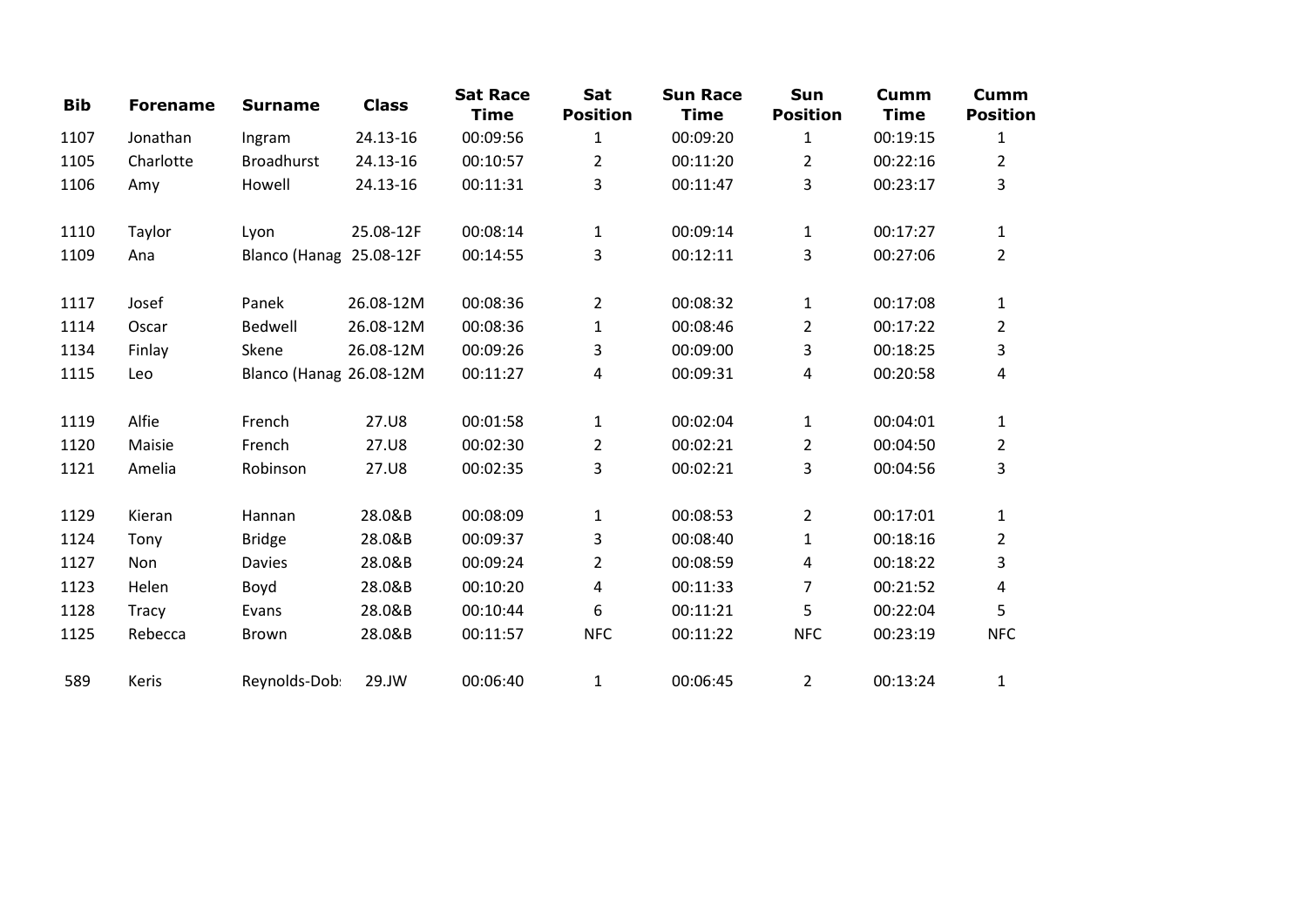| Bib | Forename | Surname | Class | Sat Race Time | Sat Position | Sun Race Time | Sun Position | Cumm Time | Cumm Position |
|---|---|---|---|---|---|---|---|---|---|
| 1107 | Jonathan | Ingram | 24.13-16 | 00:09:56 | 1 | 00:09:20 | 1 | 00:19:15 | 1 |
| 1105 | Charlotte | Broadhurst | 24.13-16 | 00:10:57 | 2 | 00:11:20 | 2 | 00:22:16 | 2 |
| 1106 | Amy | Howell | 24.13-16 | 00:11:31 | 3 | 00:11:47 | 3 | 00:23:17 | 3 |
| | | | | | | | | | |
| 1110 | Taylor | Lyon | 25.08-12F | 00:08:14 | 1 | 00:09:14 | 1 | 00:17:27 | 1 |
| 1109 | Ana | Blanco (Hanag | 25.08-12F | 00:14:55 | 3 | 00:12:11 | 3 | 00:27:06 | 2 |
| | | | | | | | | | |
| 1117 | Josef | Panek | 26.08-12M | 00:08:36 | 2 | 00:08:32 | 1 | 00:17:08 | 1 |
| 1114 | Oscar | Bedwell | 26.08-12M | 00:08:36 | 1 | 00:08:46 | 2 | 00:17:22 | 2 |
| 1134 | Finlay | Skene | 26.08-12M | 00:09:26 | 3 | 00:09:00 | 3 | 00:18:25 | 3 |
| 1115 | Leo | Blanco (Hanag | 26.08-12M | 00:11:27 | 4 | 00:09:31 | 4 | 00:20:58 | 4 |
| | | | | | | | | | |
| 1119 | Alfie | French | 27.U8 | 00:01:58 | 1 | 00:02:04 | 1 | 00:04:01 | 1 |
| 1120 | Maisie | French | 27.U8 | 00:02:30 | 2 | 00:02:21 | 2 | 00:04:50 | 2 |
| 1121 | Amelia | Robinson | 27.U8 | 00:02:35 | 3 | 00:02:21 | 3 | 00:04:56 | 3 |
| | | | | | | | | | |
| 1129 | Kieran | Hannan | 28.0&B | 00:08:09 | 1 | 00:08:53 | 2 | 00:17:01 | 1 |
| 1124 | Tony | Bridge | 28.0&B | 00:09:37 | 3 | 00:08:40 | 1 | 00:18:16 | 2 |
| 1127 | Non | Davies | 28.0&B | 00:09:24 | 2 | 00:08:59 | 4 | 00:18:22 | 3 |
| 1123 | Helen | Boyd | 28.0&B | 00:10:20 | 4 | 00:11:33 | 7 | 00:21:52 | 4 |
| 1128 | Tracy | Evans | 28.0&B | 00:10:44 | 6 | 00:11:21 | 5 | 00:22:04 | 5 |
| 1125 | Rebecca | Brown | 28.0&B | 00:11:57 | NFC | 00:11:22 | NFC | 00:23:19 | NFC |
| | | | | | | | | | |
| 589 | Keris | Reynolds-Dob: | 29.JW | 00:06:40 | 1 | 00:06:45 | 2 | 00:13:24 | 1 |